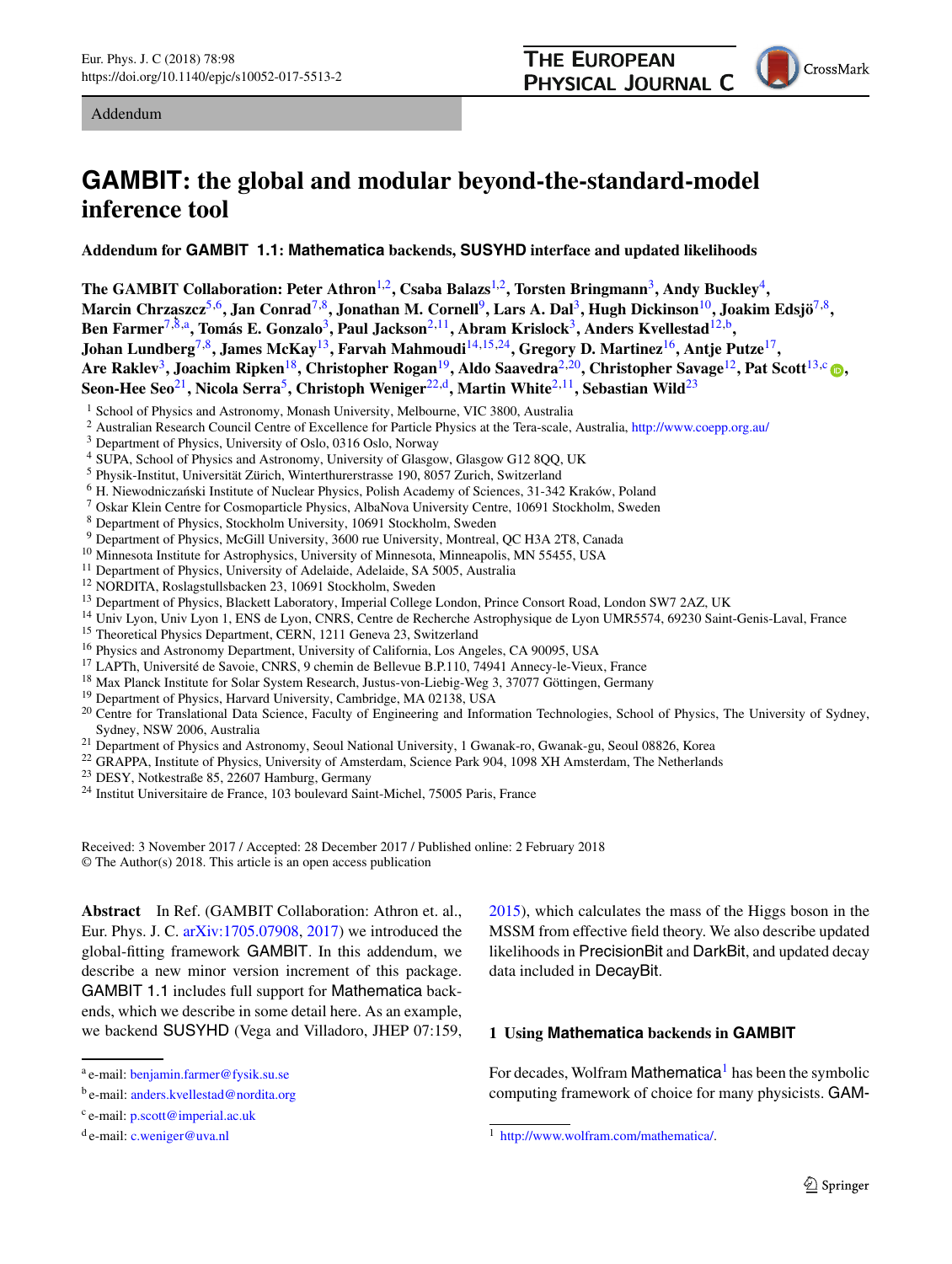Addendum

# GAMBIT: the global and modular beyond-the-standard-model inference tool

**Addendum for GAMBIT 1.1: Mathematica backends, SUSYHD interface and updated likelihoods**

**The GAMBIT Collaboration: Peter Athron[1,2], Csaba Balazs[1,2], Torsten Bringmann[3], Andy Buckley[4], Marcin Chrzaszcz[5,6], Jan Conrad[7,8], Jonathan M. Cornell[9], Lars A. Dal[3], Hugh Dickinson[10], Joakim Edsjö[7,8], Ben Farmer[7,8,a], Tomás E. Gonzalo[3], Paul Jackson[2,11], Abram Krislock[3], Anders Kvellestad[12,b], Johan Lundberg[7,8], James McKay[13], Farvah Mahmoudi[14,15,24], Gregory D. Martinez[16], Antje Putze[17], Are Raklev[3], Joachim Ripken[18], Christopher Rogan[19], Aldo Saavedra[2,20], Christopher Savage[12], Pat Scott[13,c], Seon-Hee Seo[21], Nicola Serra[5], Christoph Weniger[22,d], Martin White[2,11], Sebastian Wild[23]**

[1] School of Physics and Astronomy, Monash University, Melbourne, VIC 3800, Australia
[2] Australian Research Council Centre of Excellence for Particle Physics at the Tera-scale, Australia, http://www.coepp.org.au/
[3] Department of Physics, University of Oslo, 0316 Oslo, Norway
[4] SUPA, School of Physics and Astronomy, University of Glasgow, Glasgow G12 8QQ, UK
[5] Physik-Institut, Universität Zürich, Winterthurerstrasse 190, 8057 Zurich, Switzerland
[6] H. Niewodniczański Institute of Nuclear Physics, Polish Academy of Sciences, 31-342 Kraków, Poland
[7] Oskar Klein Centre for Cosmoparticle Physics, AlbaNova University Centre, 10691 Stockholm, Sweden
[8] Department of Physics, Stockholm University, 10691 Stockholm, Sweden
[9] Department of Physics, McGill University, 3600 rue University, Montreal, QC H3A 2T8, Canada
[10] Minnesota Institute for Astrophysics, University of Minnesota, Minneapolis, MN 55455, USA
[11] Department of Physics, University of Adelaide, Adelaide, SA 5005, Australia
[12] NORDITA, Roslagstullsbacken 23, 10691 Stockholm, Sweden
[13] Department of Physics, Blackett Laboratory, Imperial College London, Prince Consort Road, London SW7 2AZ, UK
[14] Univ Lyon, Univ Lyon 1, ENS de Lyon, CNRS, Centre de Recherche Astrophysique de Lyon UMR5574, 69230 Saint-Genis-Laval, France
[15] Theoretical Physics Department, CERN, 1211 Geneva 23, Switzerland
[16] Physics and Astronomy Department, University of California, Los Angeles, CA 90095, USA
[17] LAPTh, Université de Savoie, CNRS, 9 chemin de Bellevue B.P.110, 74941 Annecy-le-Vieux, France
[18] Max Planck Institute for Solar System Research, Justus-von-Liebig-Weg 3, 37077 Göttingen, Germany
[19] Department of Physics, Harvard University, Cambridge, MA 02138, USA
[20] Centre for Translational Data Science, Faculty of Engineering and Information Technologies, School of Physics, The University of Sydney, Sydney, NSW 2006, Australia
[21] Department of Physics and Astronomy, Seoul National University, 1 Gwanak-ro, Gwanak-gu, Seoul 08826, Korea
[22] GRAPPA, Institute of Physics, University of Amsterdam, Science Park 904, 1098 XH Amsterdam, The Netherlands
[23] DESY, Notkestraße 85, 22607 Hamburg, Germany
[24] Institut Universitaire de France, 103 boulevard Saint-Michel, 75005 Paris, France

Received: 3 November 2017 / Accepted: 28 December 2017 / Published online: 2 February 2018
© The Author(s) 2018. This article is an open access publication

**Abstract** In Ref. (GAMBIT Collaboration: Athron et. al., Eur. Phys. J. C. arXiv:1705.07908, 2017) we introduced the global-fitting framework GAMBIT. In this addendum, we describe a new minor version increment of this package. GAMBIT 1.1 includes full support for Mathematica backends, which we describe in some detail here. As an example, we backend SUSYHD (Vega and Villadoro, JHEP 07:159, 2015), which calculates the mass of the Higgs boson in the MSSM from effective field theory. We also describe updated likelihoods in PrecisionBit and DarkBit, and updated decay data included in DecayBit.

## 1 Using Mathematica backends in GAMBIT

For decades, Wolfram Mathematica[1] has been the symbolic computing framework of choice for many physicists. GAM-

[a] e-mail: benjamin.farmer@fysik.su.se
[b] e-mail: anders.kvellestad@nordita.org
[c] e-mail: p.scott@imperial.ac.uk
[d] e-mail: c.weniger@uva.nl

[1] http://www.wolfram.com/mathematica/.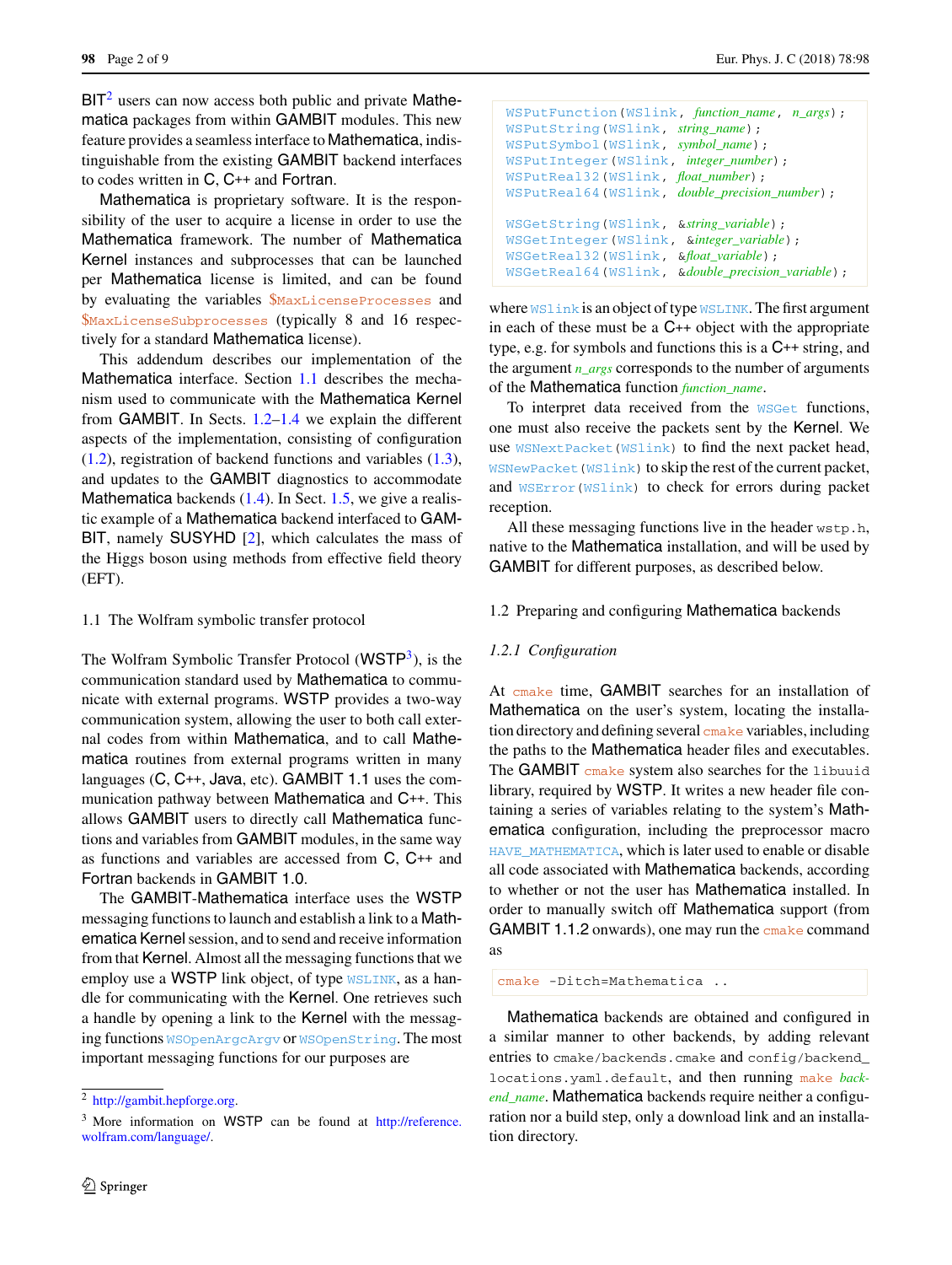BIT[2] users can now access both public and private Mathematica packages from within GAMBIT modules. This new feature provides a seamless interface to Mathematica, indistinguishable from the existing GAMBIT backend interfaces to codes written in C, C++ and Fortran.

Mathematica is proprietary software. It is the responsibility of the user to acquire a license in order to use the Mathematica framework. The number of Mathematica Kernel instances and subprocesses that can be launched per Mathematica license is limited, and can be found by evaluating the variables `$MaxLicenseProcesses` and `$MaxLicenseSubprocesses` (typically 8 and 16 respectively for a standard Mathematica license).

This addendum describes our implementation of the Mathematica interface. Section 1.1 describes the mechanism used to communicate with the Mathematica Kernel from GAMBIT. In Sects. 1.2–1.4 we explain the different aspects of the implementation, consisting of configuration (1.2), registration of backend functions and variables (1.3), and updates to the GAMBIT diagnostics to accommodate Mathematica backends (1.4). In Sect. 1.5, we give a realistic example of a Mathematica backend interfaced to GAMBIT, namely SUSYHD [2], which calculates the mass of the Higgs boson using methods from effective field theory (EFT).

## 1.1 The Wolfram symbolic transfer protocol

The Wolfram Symbolic Transfer Protocol (WSTP[3]), is the communication standard used by Mathematica to communicate with external programs. WSTP provides a two-way communication system, allowing the user to both call external codes from within Mathematica, and to call Mathematica routines from external programs written in many languages (C, C++, Java, etc). GAMBIT 1.1 uses the communication pathway between Mathematica and C++. This allows GAMBIT users to directly call Mathematica functions and variables from GAMBIT modules, in the same way as functions and variables are accessed from C, C++ and Fortran backends in GAMBIT 1.0.

The GAMBIT-Mathematica interface uses the WSTP messaging functions to launch and establish a link to a Mathematica Kernel session, and to send and receive information from that Kernel. Almost all the messaging functions that we employ use a WSTP link object, of type `WSLINK`, as a handle for communicating with the Kernel. One retrieves such a handle by opening a link to the Kernel with the messaging functions `WSOpenArgcArgv` or `WSOpenString`. The most important messaging functions for our purposes are

```
WSPutFunction(WSlink, function_name, n_args);
WSPutString(WSlink, string_name);
WSPutSymbol(WSlink, symbol_name);
WSPutInteger(WSlink, integer_number);
WSPutReal32(WSlink, float_number);
WSPutReal64(WSlink, double_precision_number);

WSGetString(WSlink, &string_variable);
WSGetInteger(WSlink, &integer_variable);
WSGetReal32(WSlink, &float_variable);
WSGetReal64(WSlink, &double_precision_variable);
```

where `WSlink` is an object of type `WSLINK`. The first argument in each of these must be a C++ object with the appropriate type, e.g. for symbols and functions this is a C++ string, and the argument *n_args* corresponds to the number of arguments of the Mathematica function *function_name*.

To interpret data received from the `WSGet` functions, one must also receive the packets sent by the Kernel. We use `WSNextPacket(WSlink)` to find the next packet head, `WSNewPacket(WSlink)` to skip the rest of the current packet, and `WSError(WSlink)` to check for errors during packet reception.

All these messaging functions live in the header `wstp.h`, native to the Mathematica installation, and will be used by GAMBIT for different purposes, as described below.

## 1.2 Preparing and configuring Mathematica backends

### *1.2.1 Configuration*

At `cmake` time, GAMBIT searches for an installation of Mathematica on the user's system, locating the installation directory and defining several `cmake` variables, including the paths to the Mathematica header files and executables. The GAMBIT `cmake` system also searches for the `libuuid` library, required by WSTP. It writes a new header file containing a series of variables relating to the system's Mathematica configuration, including the preprocessor macro `HAVE_MATHEMATICA`, which is later used to enable or disable all code associated with Mathematica backends, according to whether or not the user has Mathematica installed. In order to manually switch off Mathematica support (from GAMBIT 1.1.2 onwards), one may run the `cmake` command as

```
cmake -Ditch=Mathematica ..
```

Mathematica backends are obtained and configured in a similar manner to other backends, by adding relevant entries to `cmake/backends.cmake` and `config/backend_locations.yaml.default`, and then running `make` *backend_name*. Mathematica backends require neither a configuration nor a build step, only a download link and an installation directory.

---

[2] http://gambit.hepforge.org.

[3] More information on WSTP can be found at http://reference.wolfram.com/language/.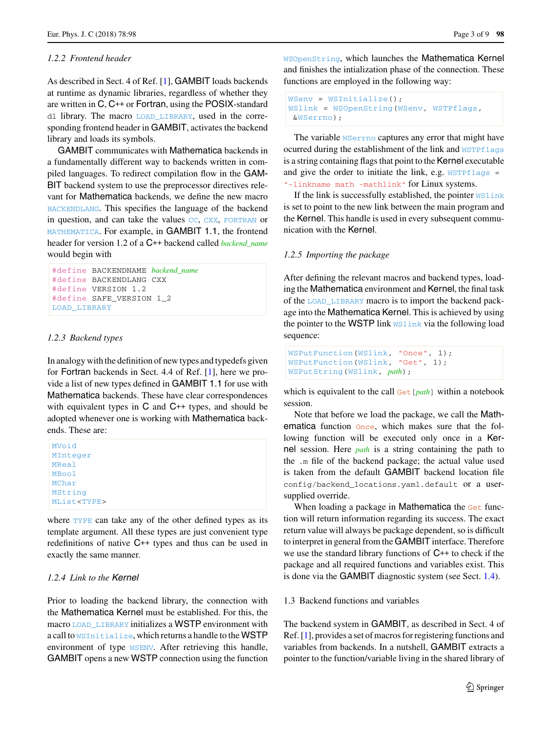#### 1.2.2 Frontend header

As described in Sect. 4 of Ref. [1], GAMBIT loads backends at runtime as dynamic libraries, regardless of whether they are written in C, C++ or Fortran, using the POSIX-standard `dl` library. The macro `LOAD_LIBRARY`, used in the corresponding frontend header in GAMBIT, activates the backend library and loads its symbols.

GAMBIT communicates with Mathematica backends in a fundamentally different way to backends written in compiled languages. To redirect compilation flow in the GAMBIT backend system to use the preprocessor directives relevant for Mathematica backends, we define the new macro `BACKENDLANG`. This specifies the language of the backend in question, and can take the values `CC`, `CXX`, `FORTRAN` or `MATHEMATICA`. For example, in GAMBIT 1.1, the frontend header for version 1.2 of a C++ backend called *backend_name* would begin with

```
#define BACKENDNAME backend_name
#define BACKENDLANG CXX
#define VERSION 1.2
#define SAFE_VERSION 1_2
LOAD_LIBRARY
```

#### 1.2.3 Backend types

In analogy with the definition of new types and typedefs given for Fortran backends in Sect. 4.4 of Ref. [1], here we provide a list of new types defined in GAMBIT 1.1 for use with Mathematica backends. These have clear correspondences with equivalent types in C and C++ types, and should be adopted whenever one is working with Mathematica backends. These are:

```
MVoid
MInteger
MReal
MBool
MChar
MString
MList<TYPE>
```

where `TYPE` can take any of the other defined types as its template argument. All these types are just convenient type redefinitions of native C++ types and thus can be used in exactly the same manner.

#### 1.2.4 Link to the Kernel

Prior to loading the backend library, the connection with the Mathematica Kernel must be established. For this, the macro `LOAD_LIBRARY` initializes a WSTP environment with a call to `WSInitialize`, which returns a handle to the WSTP environment of type `WSENV`. After retrieving this handle, GAMBIT opens a new WSTP connection using the function `WSOpenString`, which launches the Mathematica Kernel and finishes the intialization phase of the connection. These functions are employed in the following way:

```
WSenv = WSInitialize();
WSlink = WSOpenString(WSenv, WSTPflags,
 &WSerrno);
```

The variable `WSerrno` captures any error that might have ocurred during the establishment of the link and `WSTPflags` is a string containing flags that point to the Kernel executable and give the order to initiate the link, e.g. `WSTPflags = "-linkname math -mathlink"` for Linux systems.

If the link is successfully established, the pointer `WSlink` is set to point to the new link between the main program and the Kernel. This handle is used in every subsequent communication with the Kernel.

#### 1.2.5 Importing the package

After defining the relevant macros and backend types, loading the Mathematica environment and Kernel, the final task of the `LOAD_LIBRARY` macro is to import the backend package into the Mathematica Kernel. This is achieved by using the pointer to the WSTP link `WSlink` via the following load sequence:

```
WSPutFunction(WSlink, "Once", 1);
WSPutFunction(WSlink, "Get", 1);
WSPutString(WSlink, path);
```

which is equivalent to the call `Get[path]` within a notebook session.

Note that before we load the package, we call the Mathematica function `Once`, which makes sure that the following function will be executed only once in a Kernel session. Here *path* is a string containing the path to the `.m` file of the backend package; the actual value used is taken from the default GAMBIT backend location file `config/backend_locations.yaml.default` or a user-supplied override.

When loading a package in Mathematica the `Get` function will return information regarding its success. The exact return value will always be package dependent, so is difficult to interpret in general from the GAMBIT interface. Therefore we use the standard library functions of C++ to check if the package and all required functions and variables exist. This is done via the GAMBIT diagnostic system (see Sect. 1.4).

### 1.3 Backend functions and variables

The backend system in GAMBIT, as described in Sect. 4 of Ref. [1], provides a set of macros for registering functions and variables from backends. In a nutshell, GAMBIT extracts a pointer to the function/variable living in the shared library of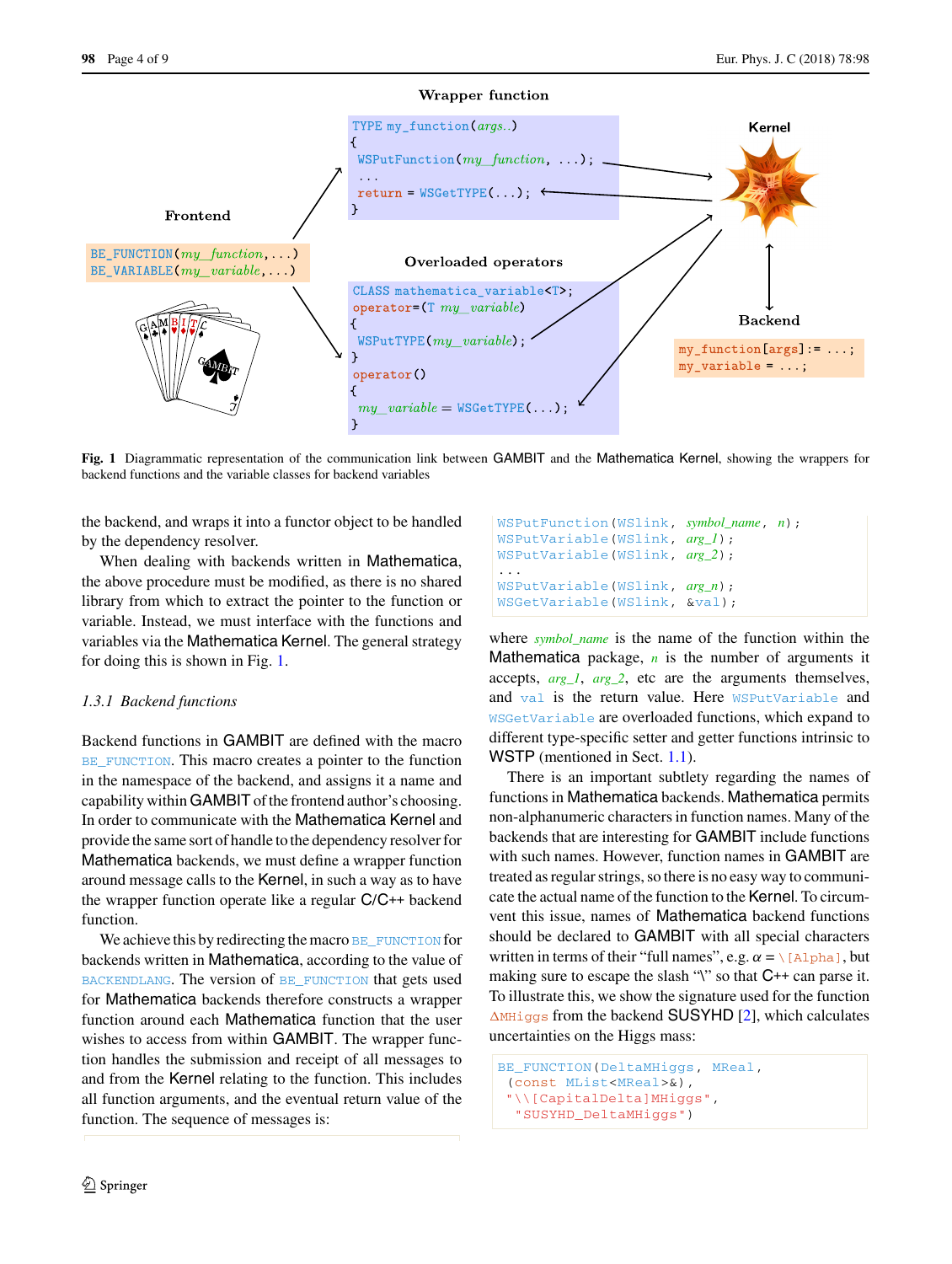Wrapper function

```
TYPE my_function(args..)
{
 WSPutFunction(my_function, ...);
 ...
 return = WSGetTYPE(...);
}
```

Frontend

```
BE_FUNCTION(my_function,...)
BE_VARIABLE(my_variable,...)
```

Overloaded operators

```
CLASS mathematica_variable<T>;
operator=(T my_variable)
{
 WSPutTYPE(my_variable);
}
operator()
{
 my_variable = WSGetTYPE(...);
}
```

Kernel

Backend

```
my_function[args]:= ...;
my_variable = ...;
```

**Fig. 1** Diagrammatic representation of the communication link between GAMBIT and the Mathematica Kernel, showing the wrappers for backend functions and the variable classes for backend variables

the backend, and wraps it into a functor object to be handled by the dependency resolver.

When dealing with backends written in Mathematica, the above procedure must be modified, as there is no shared library from which to extract the pointer to the function or variable. Instead, we must interface with the functions and variables via the Mathematica Kernel. The general strategy for doing this is shown in Fig. 1.

### 1.3.1 Backend functions

Backend functions in GAMBIT are defined with the macro `BE_FUNCTION`. This macro creates a pointer to the function in the namespace of the backend, and assigns it a name and capability within GAMBIT of the frontend author's choosing. In order to communicate with the Mathematica Kernel and provide the same sort of handle to the dependency resolver for Mathematica backends, we must define a wrapper function around message calls to the Kernel, in such a way as to have the wrapper function operate like a regular C/C++ backend function.

We achieve this by redirecting the macro `BE_FUNCTION` for backends written in Mathematica, according to the value of `BACKENDLANG`. The version of `BE_FUNCTION` that gets used for Mathematica backends therefore constructs a wrapper function around each Mathematica function that the user wishes to access from within GAMBIT. The wrapper function handles the submission and receipt of all messages to and from the Kernel relating to the function. This includes all function arguments, and the eventual return value of the function. The sequence of messages is:

```
WSPutFunction(WSlink, symbol_name, n);
WSPutVariable(WSlink, arg_1);
WSPutVariable(WSlink, arg_2);
...
WSPutVariable(WSlink, arg_n);
WSGetVariable(WSlink, &val);
```

where *symbol_name* is the name of the function within the Mathematica package, *n* is the number of arguments it accepts, *arg_1*, *arg_2*, etc are the arguments themselves, and `val` is the return value. Here `WSPutVariable` and `WSGetVariable` are overloaded functions, which expand to different type-specific setter and getter functions intrinsic to WSTP (mentioned in Sect. 1.1).

There is an important subtlety regarding the names of functions in Mathematica backends. Mathematica permits non-alphanumeric characters in function names. Many of the backends that are interesting for GAMBIT include functions with such names. However, function names in GAMBIT are treated as regular strings, so there is no easy way to communicate the actual name of the function to the Kernel. To circumvent this issue, names of Mathematica backend functions should be declared to GAMBIT with all special characters written in terms of their "full names", e.g. $\alpha$ = `\[Alpha]`, but making sure to escape the slash "\" so that C++ can parse it. To illustrate this, we show the signature used for the function `ΔMHiggs` from the backend SUSYHD [2], which calculates uncertainties on the Higgs mass:

```
BE_FUNCTION(DeltaMHiggs, MReal,
 (const MList<MReal>&),
 "\\[CapitalDelta]MHiggs",
  "SUSYHD_DeltaMHiggs")
```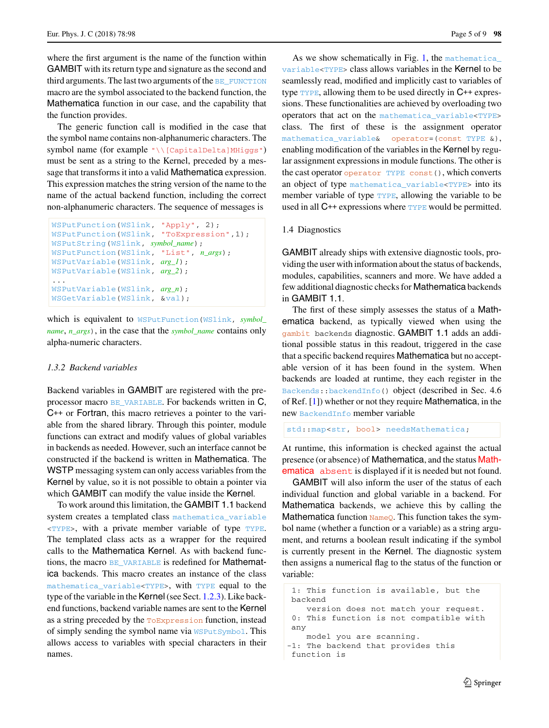where the first argument is the name of the function within GAMBIT with its return type and signature as the second and third arguments. The last two arguments of the `BE_FUNCTION` macro are the symbol associated to the backend function, the Mathematica function in our case, and the capability that the function provides.

The generic function call is modified in the case that the symbol name contains non-alphanumeric characters. The symbol name (for example `"\\[CapitalDelta]MHiggs"`) must be sent as a string to the Kernel, preceded by a message that transforms it into a valid Mathematica expression. This expression matches the string version of the name to the name of the actual backend function, including the correct non-alphanumeric characters. The sequence of messages is

```
WSPutFunction(WSlink, "Apply", 2);
WSPutFunction(WSlink, "ToExpression",1);
WSPutString(WSlink, symbol_name);
WSPutFunction(WSlink, "List", n_args);
WSPutVariable(WSlink, arg_1);
WSPutVariable(WSlink, arg_2);
...
WSPutVariable(WSlink, arg_n);
WSGetVariable(WSlink, &val);
```

which is equivalent to `WSPutFunction(WSlink, symbol_name, n_args)`, in the case that the *symbol_name* contains only alpha-numeric characters.

### 1.3.2 Backend variables

Backend variables in GAMBIT are registered with the preprocessor macro `BE_VARIABLE`. For backends written in C, C++ or Fortran, this macro retrieves a pointer to the variable from the shared library. Through this pointer, module functions can extract and modify values of global variables in backends as needed. However, such an interface cannot be constructed if the backend is written in Mathematica. The WSTP messaging system can only access variables from the Kernel by value, so it is not possible to obtain a pointer via which GAMBIT can modify the value inside the Kernel.

To work around this limitation, the GAMBIT 1.1 backend system creates a templated class `mathematica_variable<TYPE>`, with a private member variable of type `TYPE`. The templated class acts as a wrapper for the required calls to the Mathematica Kernel. As with backend functions, the macro `BE_VARIABLE` is redefined for Mathematica backends. This macro creates an instance of the class `mathematica_variable<TYPE>`, with `TYPE` equal to the type of the variable in the Kernel (see Sect. 1.2.3). Like backend functions, backend variable names are sent to the Kernel as a string preceded by the `ToExpression` function, instead of simply sending the symbol name via `WSPutSymbol`. This allows access to variables with special characters in their names.

As we show schematically in Fig. 1, the `mathematica_variable<TYPE>` class allows variables in the Kernel to be seamlessly read, modified and implicitly cast to variables of type `TYPE`, allowing them to be used directly in C++ expressions. These functionalities are achieved by overloading two operators that act on the `mathematica_variable<TYPE>` class. The first of these is the assignment operator `mathematica_variable& operator=(const TYPE &)`, enabling modification of the variables in the Kernel by regular assignment expressions in module functions. The other is the cast operator `operator TYPE const()`, which converts an object of type `mathematica_variable<TYPE>` into its member variable of type `TYPE`, allowing the variable to be used in all C++ expressions where `TYPE` would be permitted.

## 1.4 Diagnostics

GAMBIT already ships with extensive diagnostic tools, providing the user with information about the status of backends, modules, capabilities, scanners and more. We have added a few additional diagnostic checks for Mathematica backends in GAMBIT 1.1.

The first of these simply assesses the status of a Mathematica backend, as typically viewed when using the `gambit backends` diagnostic. GAMBIT 1.1 adds an additional possible status in this readout, triggered in the case that a specific backend requires Mathematica but no acceptable version of it has been found in the system. When backends are loaded at runtime, they each register in the `Backends::backendInfo()` object (described in Sec. 4.6 of Ref. [1]) whether or not they require Mathematica, in the new `BackendInfo` member variable

```
std::map<str, bool> needsMathematica;
```

At runtime, this information is checked against the actual presence (or absence) of Mathematica, and the status `Mathematica absent` is displayed if it is needed but not found.

GAMBIT will also inform the user of the status of each individual function and global variable in a backend. For Mathematica backends, we achieve this by calling the Mathematica function `NameQ`. This function takes the symbol name (whether a function or a variable) as a string argument, and returns a boolean result indicating if the symbol is currently present in the Kernel. The diagnostic system then assigns a numerical flag to the status of the function or variable:

```
 1: This function is available, but the backend
    version does not match your request.
 0: This function is not compatible with any
    model you are scanning.
-1: The backend that provides this function is
```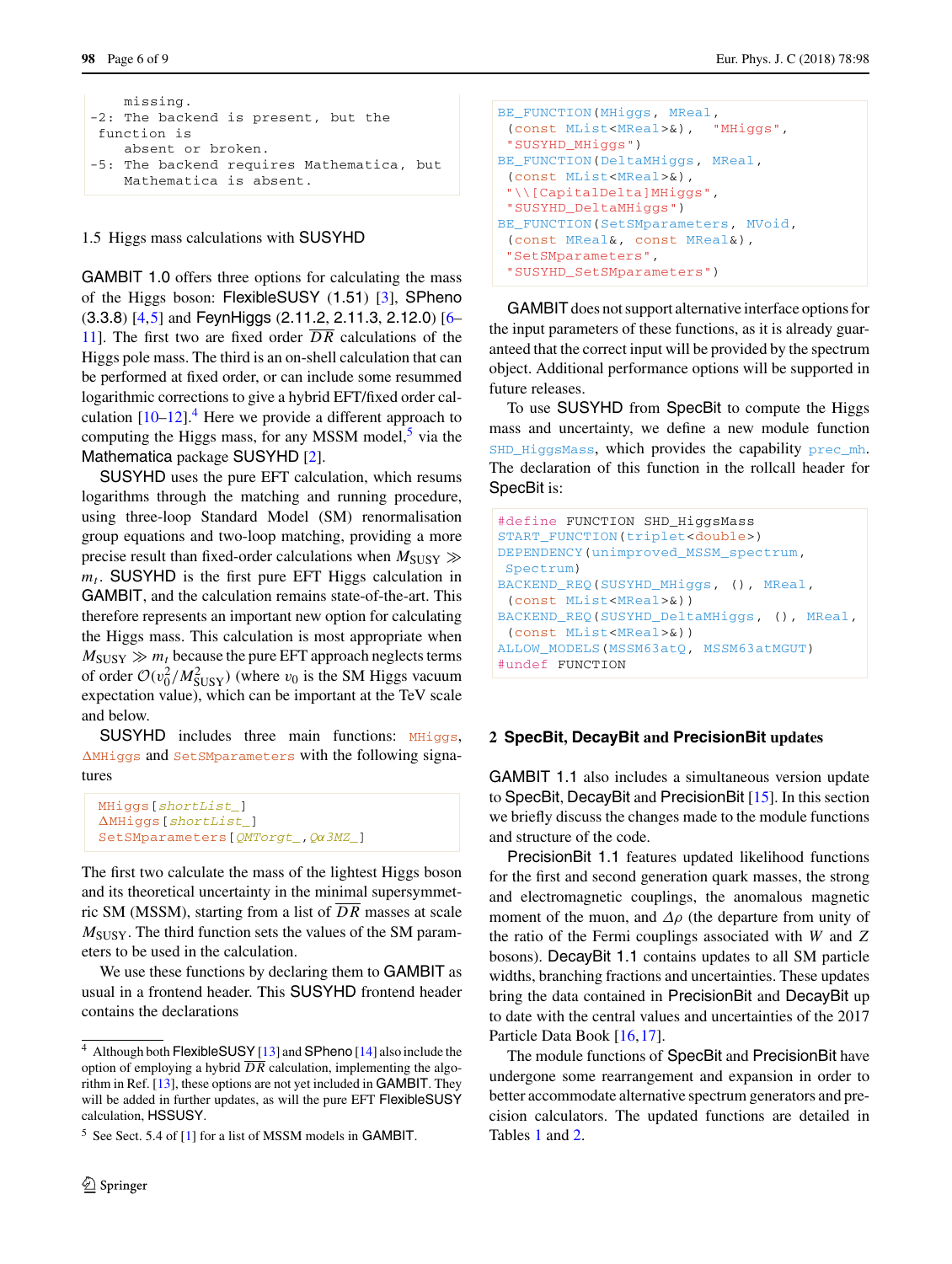```
    missing.
-2: The backend is present, but the
function is
    absent or broken.
-5: The backend requires Mathematica, but
    Mathematica is absent.
```

### 1.5 Higgs mass calculations with SUSYHD

GAMBIT 1.0 offers three options for calculating the mass of the Higgs boson: FlexibleSUSY (1.51) [3], SPheno (3.3.8) [4,5] and FeynHiggs (2.11.2, 2.11.3, 2.12.0) [6–11]. The first two are fixed order $\overline{DR}$ calculations of the Higgs pole mass. The third is an on-shell calculation that can be performed at fixed order, or can include some resummed logarithmic corrections to give a hybrid EFT/fixed order calculation [10–12].[4] Here we provide a different approach to computing the Higgs mass, for any MSSM model,[5] via the Mathematica package SUSYHD [2].

SUSYHD uses the pure EFT calculation, which resums logarithms through the matching and running procedure, using three-loop Standard Model (SM) renormalisation group equations and two-loop matching, providing a more precise result than fixed-order calculations when $M_{\rm SUSY} \gg m_t$. SUSYHD is the first pure EFT Higgs calculation in GAMBIT, and the calculation remains state-of-the-art. This therefore represents an important new option for calculating the Higgs mass. This calculation is most appropriate when $M_{\rm SUSY} \gg m_t$ because the pure EFT approach neglects terms of order $\mathcal{O}(v_0^2/M_{\rm SUSY}^2)$ (where $v_0$ is the SM Higgs vacuum expectation value), which can be important at the TeV scale and below.

SUSYHD includes three main functions: MHiggs, ΔMHiggs and SetSMparameters with the following signatures

```
MHiggs[shortList_]
ΔMHiggs[shortList_]
SetSMparameters[QMTorgt_,Qα3MZ_]
```

The first two calculate the mass of the lightest Higgs boson and its theoretical uncertainty in the minimal supersymmetric SM (MSSM), starting from a list of $\overline{DR}$ masses at scale $M_{\rm SUSY}$. The third function sets the values of the SM parameters to be used in the calculation.

We use these functions by declaring them to GAMBIT as usual in a frontend header. This SUSYHD frontend header contains the declarations

```
BE_FUNCTION(MHiggs, MReal,
  (const MList<MReal>&),  "MHiggs",
  "SUSYHD_MHiggs")
BE_FUNCTION(DeltaMHiggs, MReal,
  (const MList<MReal>&),
  "\\[CapitalDelta]MHiggs",
  "SUSYHD_DeltaMHiggs")
BE_FUNCTION(SetSMparameters, MVoid,
  (const MReal&, const MReal&),
  "SetSMparameters",
  "SUSYHD_SetSMparameters")
```

GAMBIT does not support alternative interface options for the input parameters of these functions, as it is already guaranteed that the correct input will be provided by the spectrum object. Additional performance options will be supported in future releases.

To use SUSYHD from SpecBit to compute the Higgs mass and uncertainty, we define a new module function SHD_HiggsMass, which provides the capability prec_mh. The declaration of this function in the rollcall header for SpecBit is:

```
#define FUNCTION SHD_HiggsMass
START_FUNCTION(triplet<double>)
DEPENDENCY(unimproved_MSSM_spectrum,
 Spectrum)
BACKEND_REQ(SUSYHD_MHiggs, (), MReal,
 (const MList<MReal>&))
BACKEND_REQ(SUSYHD_DeltaMHiggs, (), MReal,
 (const MList<MReal>&))
ALLOW_MODELS(MSSM63atQ, MSSM63atMGUT)
#undef FUNCTION
```

## 2 SpecBit, DecayBit and PrecisionBit updates

GAMBIT 1.1 also includes a simultaneous version update to SpecBit, DecayBit and PrecisionBit [15]. In this section we briefly discuss the changes made to the module functions and structure of the code.

PrecisionBit 1.1 features updated likelihood functions for the first and second generation quark masses, the strong and electromagnetic couplings, the anomalous magnetic moment of the muon, and $\Delta\rho$ (the departure from unity of the ratio of the Fermi couplings associated with $W$ and $Z$ bosons). DecayBit 1.1 contains updates to all SM particle widths, branching fractions and uncertainties. These updates bring the data contained in PrecisionBit and DecayBit up to date with the central values and uncertainties of the 2017 Particle Data Book [16,17].

The module functions of SpecBit and PrecisionBit have undergone some rearrangement and expansion in order to better accommodate alternative spectrum generators and precision calculators. The updated functions are detailed in Tables 1 and 2.

---

[4] Although both FlexibleSUSY [13] and SPheno [14] also include the option of employing a hybrid $\overline{DR}$ calculation, implementing the algorithm in Ref. [13], these options are not yet included in GAMBIT. They will be added in further updates, as will the pure EFT FlexibleSUSY calculation, HSSUSY.

[5] See Sect. 5.4 of [1] for a list of MSSM models in GAMBIT.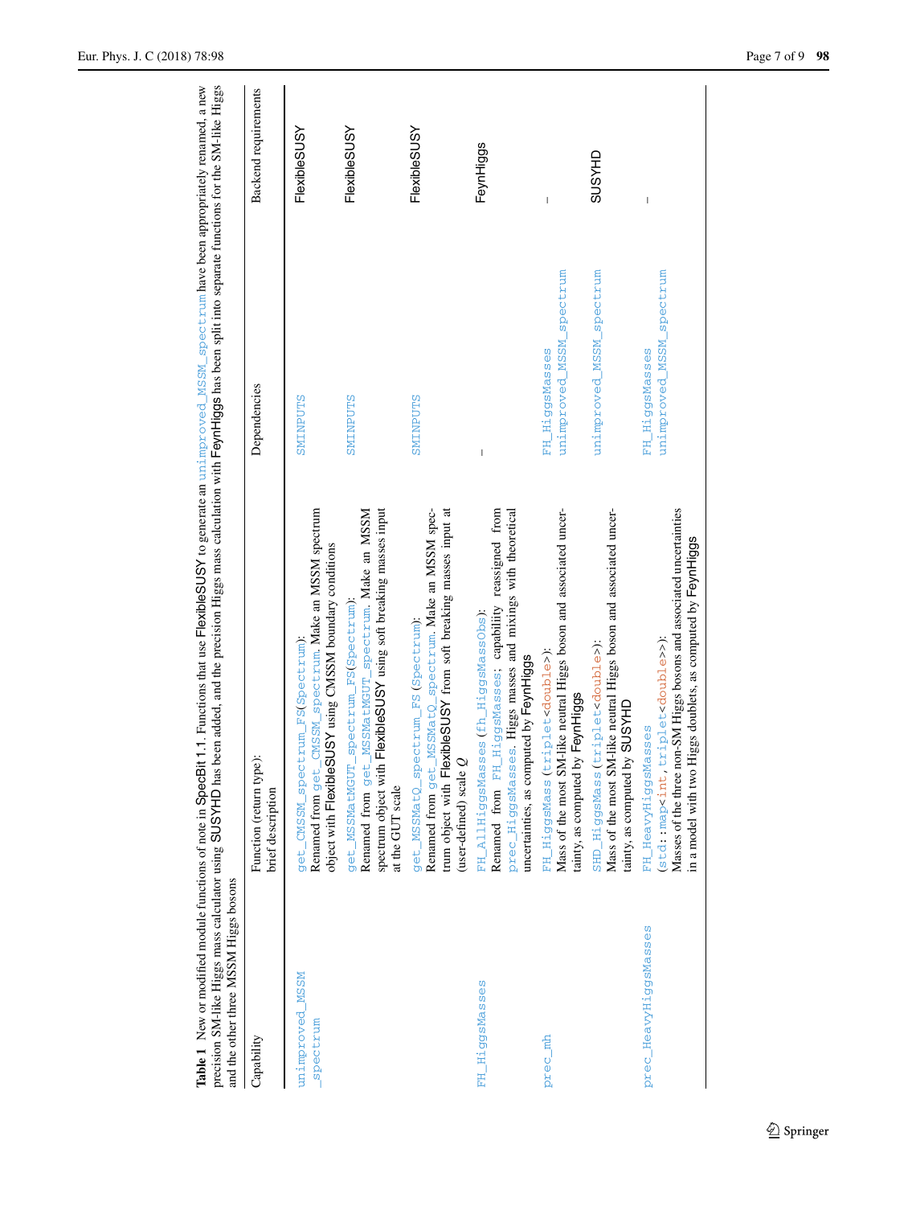**Table 1** New or modified module functions of note in SpecBit 1.1. Functions that use FlexibleSUSY to generate an unimproved_MSSM_spectrum have been appropriately renamed, a new precision SM-like Higgs mass calculator using SUSYHD has been added, and the precision Higgs mass calculation with FeynHiggs has been split into separate functions for the SM-like Higgs and the other three MSSM Higgs bosons

| Capability | Function (return type): brief description | Dependencies | Backend requirements |
|---|---|---|---|
| unimproved_MSSM_spectrum | get_CMSSM_spectrum_FS(Spectrum): Renamed from get_CMSSM_spectrum. Make an MSSM spectrum object with FlexibleSUSY using CMSSM boundary conditions | SMINPUTS | FlexibleSUSY |
| | get_MSSMatMGUT_spectrum_FS(Spectrum): Renamed from get_MSSMatMGUT_spectrum. Make an MSSM spectrum object with FlexibleSUSY using soft breaking masses input at the GUT scale | SMINPUTS | FlexibleSUSY |
| | get_MSSMatQ_spectrum_FS (Spectrum): Renamed from get_MSSMatQ_spectrum. Make an MSSM spectrum object with FlexibleSUSY from soft breaking masses input at (user-defined) scale $Q$ | SMINPUTS | FlexibleSUSY |
| FH_HiggsMasses | FH_AllHiggsMasses (fh_HiggsMassObs): Renamed from FH_HiggsMasses; capability reassigned from prec_HiggsMasses. Higgs masses and mixings with theoretical uncertainties, as computed by FeynHiggs | – | FeynHiggs |
| prec_mh | FH_HiggsMass (triplet<double>): Mass of the most SM-like neutral Higgs boson and associated uncertainty, as computed by FeynHiggs | FH_HiggsMasses unimproved_MSSM_spectrum | – |
| | SHD_HiggsMass (triplet<double>): Mass of the most SM-like neutral Higgs boson and associated uncertainty, as computed by SUSYHD | unimproved_MSSM_spectrum | SUSYHD |
| prec_HeavyHiggsMasses | FH_HeavyHiggsMasses (std::map<int, triplet<double>>): Masses of the three non-SM Higgs bosons and associated uncertainties in a model with two Higgs doublets, as computed by FeynHiggs | FH_HiggsMasses unimproved_MSSM_spectrum | – |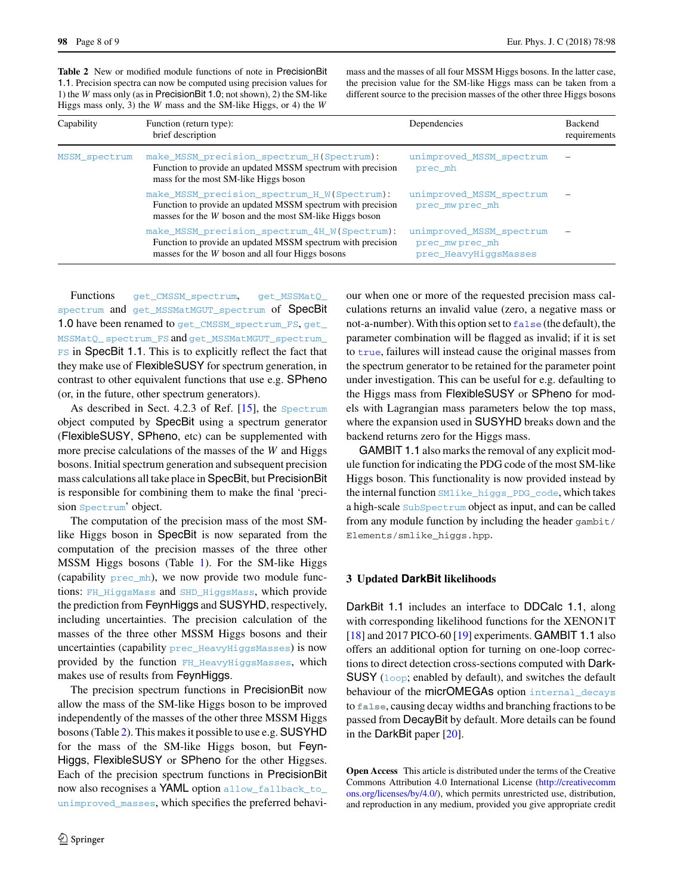**Table 2** New or modified module functions of note in PrecisionBit 1.1. Precision spectra can now be computed using precision values for 1) the $W$ mass only (as in PrecisionBit 1.0; not shown), 2) the SM-like Higgs mass only, 3) the $W$ mass and the SM-like Higgs, or 4) the $W$ mass and the masses of all four MSSM Higgs bosons. In the latter case, the precision value for the SM-like Higgs mass can be taken from a different source to the precision masses of the other three Higgs bosons

| Capability | Function (return type): brief description | Dependencies | Backend requirements |
|---|---|---|---|
| `MSSM_spectrum` | `make_MSSM_precision_spectrum_H(Spectrum)`: Function to provide an updated MSSM spectrum with precision mass for the most SM-like Higgs boson | `unimproved_MSSM_spectrum` `prec_mh` | – |
| | `make_MSSM_precision_spectrum_H_W(Spectrum)`: Function to provide an updated MSSM spectrum with precision masses for the $W$ boson and the most SM-like Higgs boson | `unimproved_MSSM_spectrum` `prec_mw` `prec_mh` | – |
| | `make_MSSM_precision_spectrum_4H_W(Spectrum)`: Function to provide an updated MSSM spectrum with precision masses for the $W$ boson and all four Higgs bosons | `unimproved_MSSM_spectrum` `prec_mw` `prec_mh` `prec_HeavyHiggsMasses` | – |

Functions `get_CMSSM_spectrum`, `get_MSSMatQ_spectrum` and `get_MSSMatMGUT_spectrum` of SpecBit 1.0 have been renamed to `get_CMSSM_spectrum_FS`, `get_MSSMatQ_spectrum_FS` and `get_MSSMatMGUT_spectrum_FS` in SpecBit 1.1. This is to explicitly reflect the fact that they make use of FlexibleSUSY for spectrum generation, in contrast to other equivalent functions that use e.g. SPheno (or, in the future, other spectrum generators).

As described in Sect. 4.2.3 of Ref. [15], the `Spectrum` object computed by SpecBit using a spectrum generator (FlexibleSUSY, SPheno, etc) can be supplemented with more precise calculations of the masses of the $W$ and Higgs bosons. Initial spectrum generation and subsequent precision mass calculations all take place in SpecBit, but PrecisionBit is responsible for combining them to make the final 'precision `Spectrum`' object.

The computation of the precision mass of the most SM-like Higgs boson in SpecBit is now separated from the computation of the precision masses of the three other MSSM Higgs bosons (Table 1). For the SM-like Higgs (capability `prec_mh`), we now provide two module functions: `FH_HiggsMass` and `SHD_HiggsMass`, which provide the prediction from FeynHiggs and SUSYHD, respectively, including uncertainties. The precision calculation of the masses of the three other MSSM Higgs bosons and their uncertainties (capability `prec_HeavyHiggsMasses`) is now provided by the function `FH_HeavyHiggsMasses`, which makes use of results from FeynHiggs.

The precision spectrum functions in PrecisionBit now allow the mass of the SM-like Higgs boson to be improved independently of the masses of the other three MSSM Higgs bosons (Table 2). This makes it possible to use e.g. SUSYHD for the mass of the SM-like Higgs boson, but FeynHiggs, FlexibleSUSY or SPheno for the other Higgses. Each of the precision spectrum functions in PrecisionBit now also recognises a YAML option `allow_fallback_to_unimproved_masses`, which specifies the preferred behaviour when one or more of the requested precision mass calculations returns an invalid value (zero, a negative mass or not-a-number). With this option set to `false` (the default), the parameter combination will be flagged as invalid; if it is set to `true`, failures will instead cause the original masses from the spectrum generator to be retained for the parameter point under investigation. This can be useful for e.g. defaulting to the Higgs mass from FlexibleSUSY or SPheno for models with Lagrangian mass parameters below the top mass, where the expansion used in SUSYHD breaks down and the backend returns zero for the Higgs mass.

GAMBIT 1.1 also marks the removal of any explicit module function for indicating the PDG code of the most SM-like Higgs boson. This functionality is now provided instead by the internal function `SMlike_higgs_PDG_code`, which takes a high-scale `SubSpectrum` object as input, and can be called from any module function by including the header `gambit/Elements/smlike_higgs.hpp`.

## 3 Updated DarkBit likelihoods

DarkBit 1.1 includes an interface to DDCalc 1.1, along with corresponding likelihood functions for the XENON1T [18] and 2017 PICO-60 [19] experiments. GAMBIT 1.1 also offers an additional option for turning on one-loop corrections to direct detection cross-sections computed with DarkSUSY (`loop`; enabled by default), and switches the default behaviour of the micrOMEGAs option `internal_decays` to `false`, causing decay widths and branching fractions to be passed from DecayBit by default. More details can be found in the DarkBit paper [20].

**Open Access** This article is distributed under the terms of the Creative Commons Attribution 4.0 International License (http://creativecommons.org/licenses/by/4.0/), which permits unrestricted use, distribution, and reproduction in any medium, provided you give appropriate credit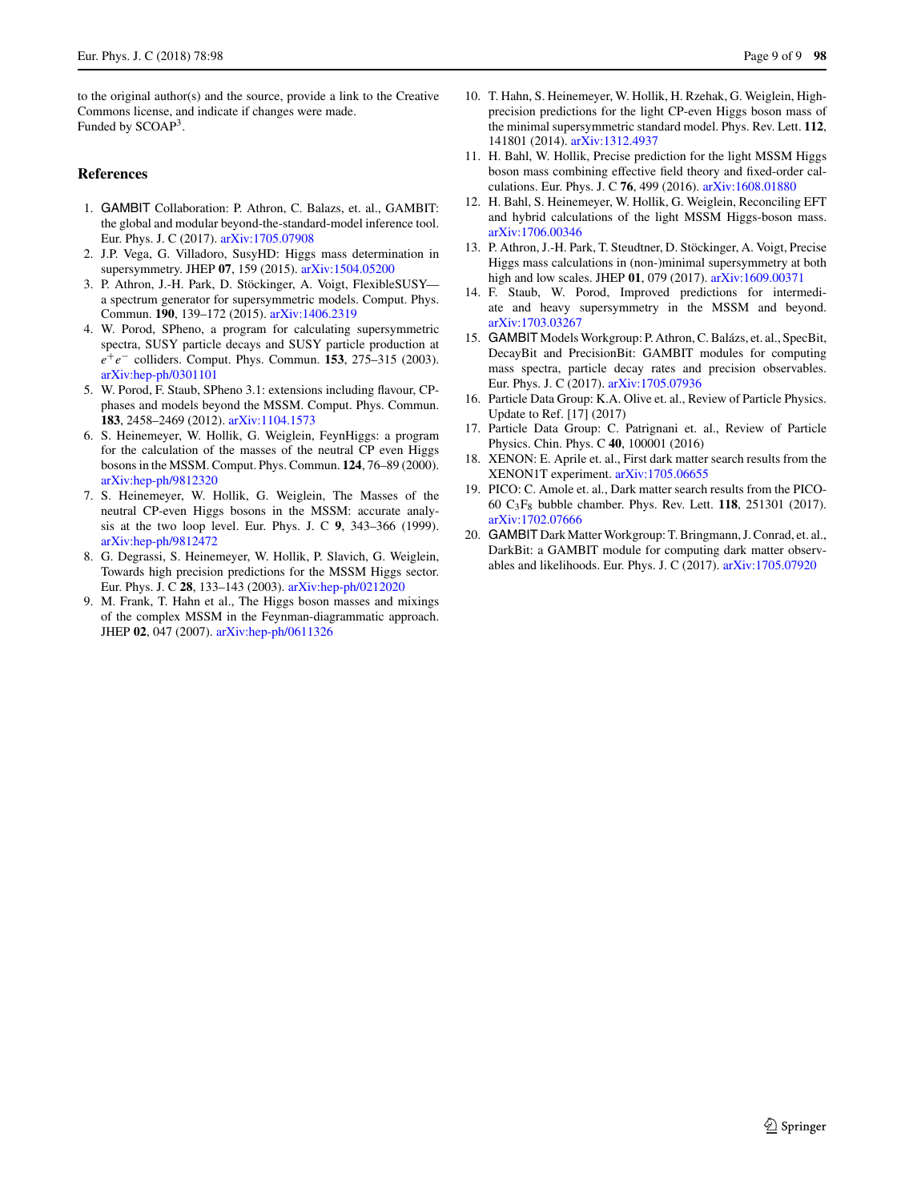to the original author(s) and the source, provide a link to the Creative Commons license, and indicate if changes were made.
Funded by SCOAP[3].

## References

1. GAMBIT Collaboration: P. Athron, C. Balazs, et. al., GAMBIT: the global and modular beyond-the-standard-model inference tool. Eur. Phys. J. C (2017). arXiv:1705.07908
2. J.P. Vega, G. Villadoro, SusyHD: Higgs mass determination in supersymmetry. JHEP **07**, 159 (2015). arXiv:1504.05200
3. P. Athron, J.-H. Park, D. Stöckinger, A. Voigt, FlexibleSUSY—a spectrum generator for supersymmetric models. Comput. Phys. Commun. **190**, 139–172 (2015). arXiv:1406.2319
4. W. Porod, SPheno, a program for calculating supersymmetric spectra, SUSY particle decays and SUSY particle production at $e^+e^-$ colliders. Comput. Phys. Commun. **153**, 275–315 (2003). arXiv:hep-ph/0301101
5. W. Porod, F. Staub, SPheno 3.1: extensions including flavour, CP-phases and models beyond the MSSM. Comput. Phys. Commun. **183**, 2458–2469 (2012). arXiv:1104.1573
6. S. Heinemeyer, W. Hollik, G. Weiglein, FeynHiggs: a program for the calculation of the masses of the neutral CP even Higgs bosons in the MSSM. Comput. Phys. Commun. **124**, 76–89 (2000). arXiv:hep-ph/9812320
7. S. Heinemeyer, W. Hollik, G. Weiglein, The Masses of the neutral CP-even Higgs bosons in the MSSM: accurate analysis at the two loop level. Eur. Phys. J. C **9**, 343–366 (1999). arXiv:hep-ph/9812472
8. G. Degrassi, S. Heinemeyer, W. Hollik, P. Slavich, G. Weiglein, Towards high precision predictions for the MSSM Higgs sector. Eur. Phys. J. C **28**, 133–143 (2003). arXiv:hep-ph/0212020
9. M. Frank, T. Hahn et al., The Higgs boson masses and mixings of the complex MSSM in the Feynman-diagrammatic approach. JHEP **02**, 047 (2007). arXiv:hep-ph/0611326
10. T. Hahn, S. Heinemeyer, W. Hollik, H. Rzehak, G. Weiglein, High-precision predictions for the light CP-even Higgs boson mass of the minimal supersymmetric standard model. Phys. Rev. Lett. **112**, 141801 (2014). arXiv:1312.4937
11. H. Bahl, W. Hollik, Precise prediction for the light MSSM Higgs boson mass combining effective field theory and fixed-order calculations. Eur. Phys. J. C **76**, 499 (2016). arXiv:1608.01880
12. H. Bahl, S. Heinemeyer, W. Hollik, G. Weiglein, Reconciling EFT and hybrid calculations of the light MSSM Higgs-boson mass. arXiv:1706.00346
13. P. Athron, J.-H. Park, T. Steudtner, D. Stöckinger, A. Voigt, Precise Higgs mass calculations in (non-)minimal supersymmetry at both high and low scales. JHEP **01**, 079 (2017). arXiv:1609.00371
14. F. Staub, W. Porod, Improved predictions for intermediate and heavy supersymmetry in the MSSM and beyond. arXiv:1703.03267
15. GAMBIT Models Workgroup: P. Athron, C. Balázs, et. al., SpecBit, DecayBit and PrecisionBit: GAMBIT modules for computing mass spectra, particle decay rates and precision observables. Eur. Phys. J. C (2017). arXiv:1705.07936
16. Particle Data Group: K.A. Olive et. al., Review of Particle Physics. Update to Ref. [17] (2017)
17. Particle Data Group: C. Patrignani et. al., Review of Particle Physics. Chin. Phys. C **40**, 100001 (2016)
18. XENON: E. Aprile et. al., First dark matter search results from the XENON1T experiment. arXiv:1705.06655
19. PICO: C. Amole et. al., Dark matter search results from the PICO-60 $C_3F_8$ bubble chamber. Phys. Rev. Lett. **118**, 251301 (2017). arXiv:1702.07666
20. GAMBIT Dark Matter Workgroup: T. Bringmann, J. Conrad, et. al., DarkBit: a GAMBIT module for computing dark matter observables and likelihoods. Eur. Phys. J. C (2017). arXiv:1705.07920